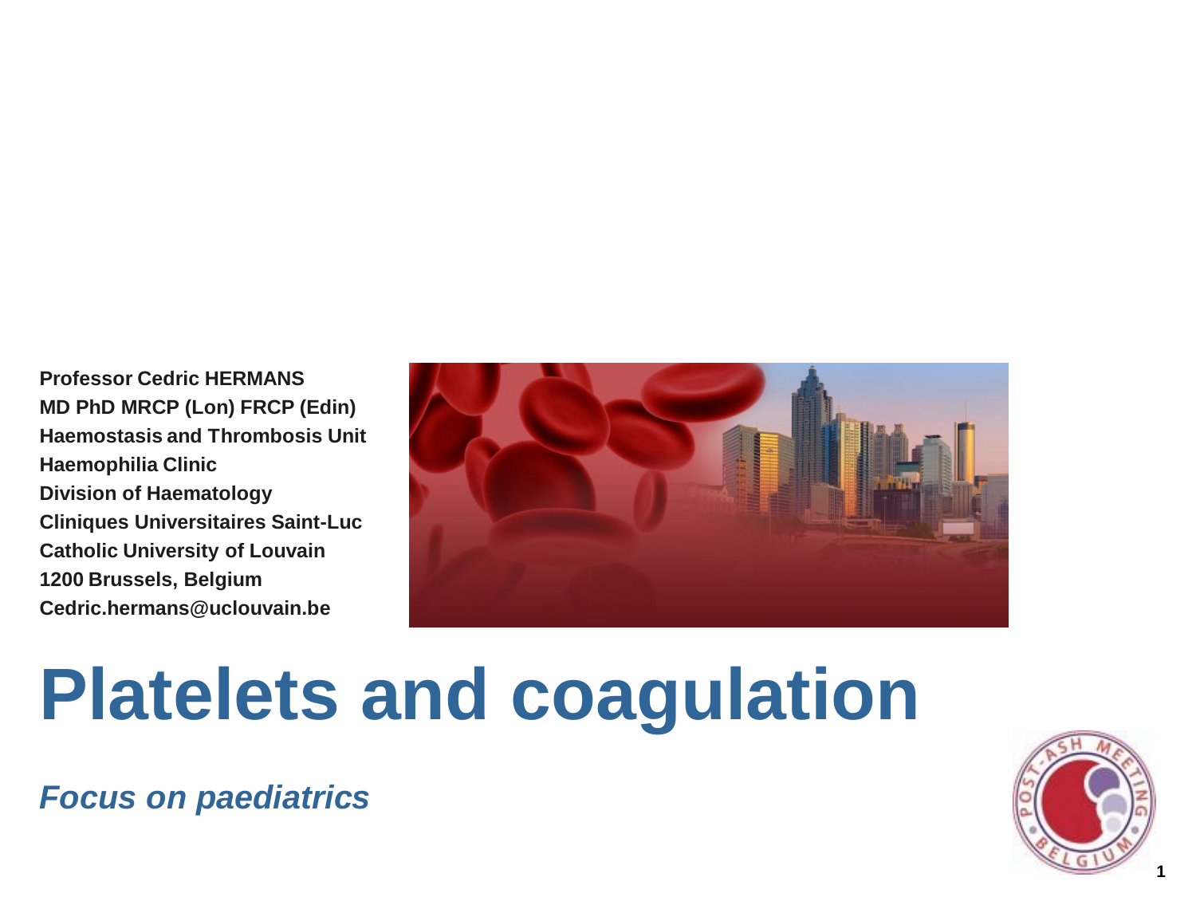**Professor Cedric HERMANS**
**MD PhD MRCP (Lon) FRCP (Edin)**
**Haemostasis and Thrombosis Unit**
**Haemophilia Clinic**
**Division of Haematology**
**Cliniques Universitaires Saint-Luc**
**Catholic University of Louvain**
**1200 Brussels, Belgium**
**Cedric.hermans@uclouvain.be**

# Platelets and coagulation

***Focus on paediatrics***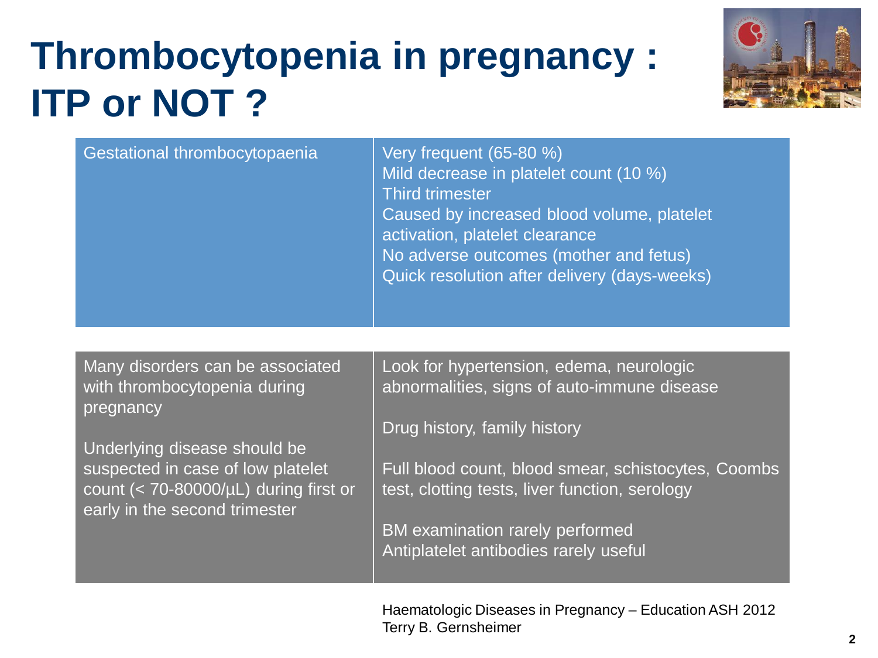# Thrombocytopenia in pregnancy : ITP or NOT ?

| | |
|---|---|
| Gestational thrombocytopaenia | Very frequent (65-80 %)<br>Mild decrease in platelet count (10 %)<br>Third trimester<br>Caused by increased blood volume, platelet activation, platelet clearance<br>No adverse outcomes (mother and fetus)<br>Quick resolution after delivery (days-weeks) |
| Many disorders can be associated with thrombocytopenia during pregnancy<br><br>Underlying disease should be suspected in case of low platelet count (< 70-80000/µL) during first or early in the second trimester | Look for hypertension, edema, neurologic abnormalities, signs of auto-immune disease<br><br>Drug history, family history<br><br>Full blood count, blood smear, schistocytes, Coombs test, clotting tests, liver function, serology<br><br>BM examination rarely performed<br>Antiplatelet antibodies rarely useful |

Haematologic Diseases in Pregnancy – Education ASH 2012
Terry B. Gernsheimer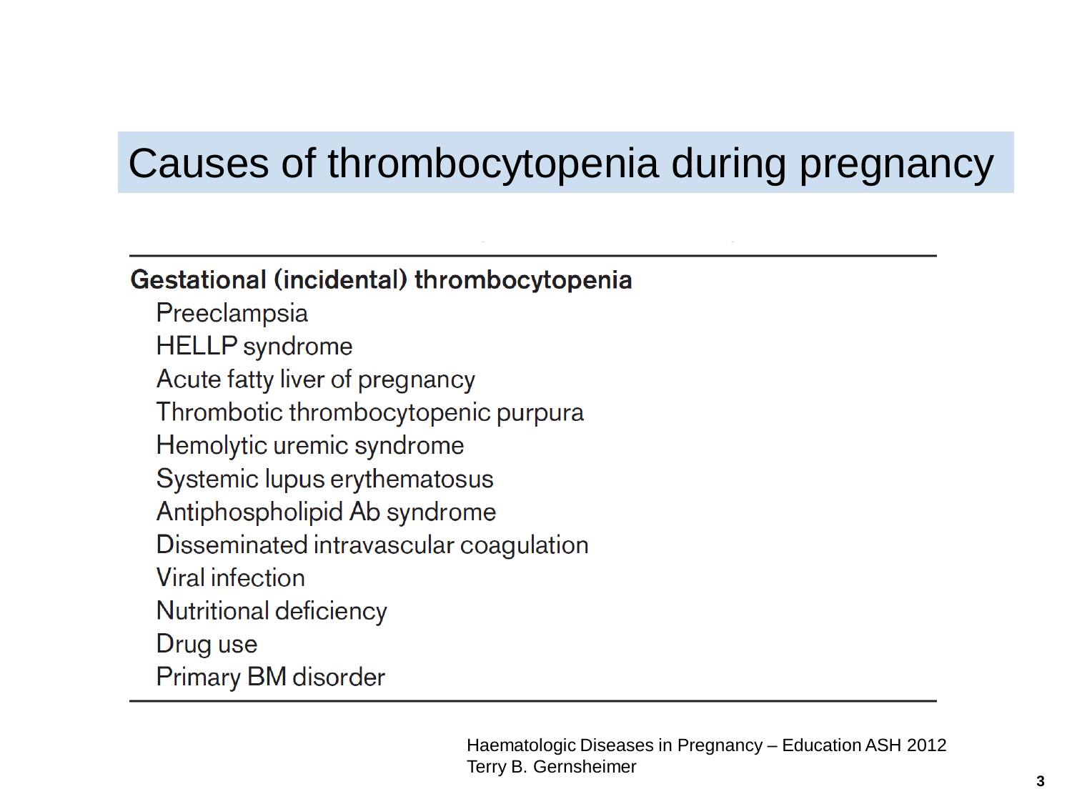# Causes of thrombocytopenia during pregnancy

**Gestational (incidental) thrombocytopenia**

- Preeclampsia
- HELLP syndrome
- Acute fatty liver of pregnancy
- Thrombotic thrombocytopenic purpura
- Hemolytic uremic syndrome
- Systemic lupus erythematosus
- Antiphospholipid Ab syndrome
- Disseminated intravascular coagulation
- Viral infection
- Nutritional deficiency
- Drug use
- Primary BM disorder

Haematologic Diseases in Pregnancy – Education ASH 2012
Terry B. Gernsheimer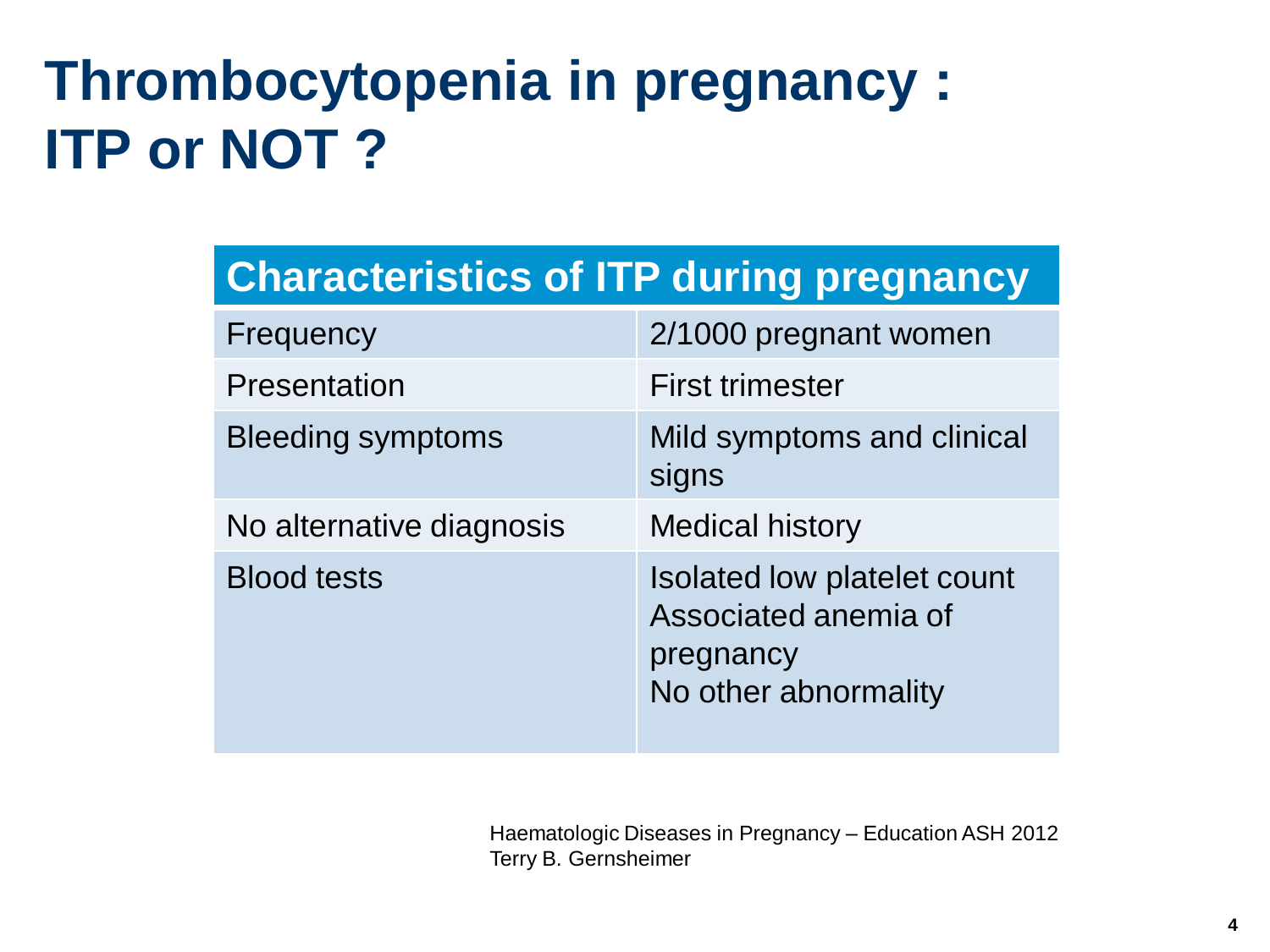# Thrombocytopenia in pregnancy : ITP or NOT ?

| Characteristics of ITP during pregnancy | |
|---|---|
| Frequency | 2/1000 pregnant women |
| Presentation | First trimester |
| Bleeding symptoms | Mild symptoms and clinical signs |
| No alternative diagnosis | Medical history |
| Blood tests | Isolated low platelet count<br>Associated anemia of pregnancy<br>No other abnormality |

Haematologic Diseases in Pregnancy – Education ASH 2012
Terry B. Gernsheimer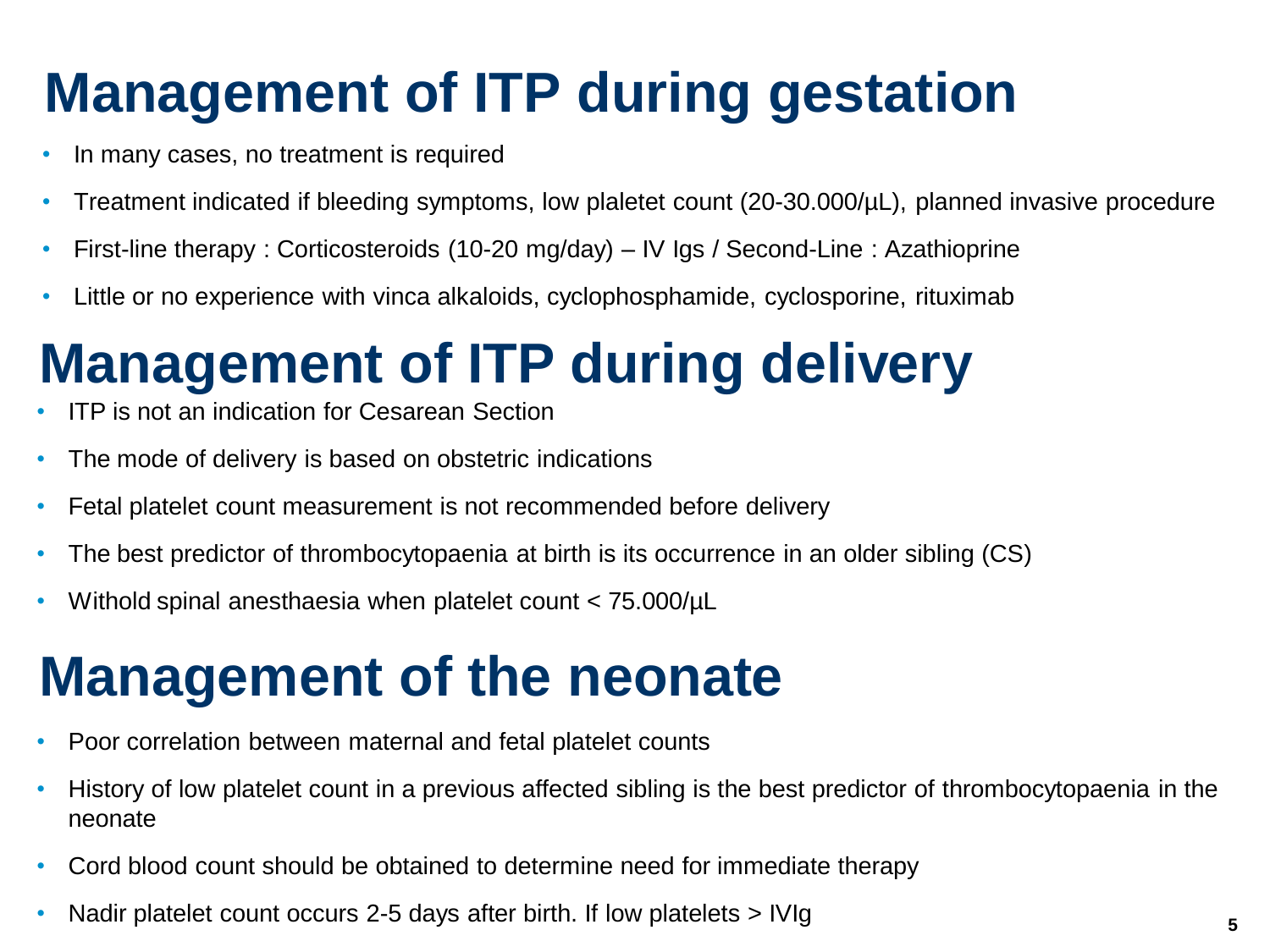# Management of ITP during gestation

- In many cases, no treatment is required
- Treatment indicated if bleeding symptoms, low plaletet count (20-30.000/µL), planned invasive procedure
- First-line therapy : Corticosteroids (10-20 mg/day) – IV Igs / Second-Line : Azathioprine
- Little or no experience with vinca alkaloids, cyclophosphamide, cyclosporine, rituximab

# Management of ITP during delivery

- ITP is not an indication for Cesarean Section
- The mode of delivery is based on obstetric indications
- Fetal platelet count measurement is not recommended before delivery
- The best predictor of thrombocytopaenia at birth is its occurrence in an older sibling (CS)
- Withold spinal anesthaesia when platelet count < 75.000/µL

# Management of the neonate

- Poor correlation between maternal and fetal platelet counts
- History of low platelet count in a previous affected sibling is the best predictor of thrombocytopaenia in the neonate
- Cord blood count should be obtained to determine need for immediate therapy
- Nadir platelet count occurs 2-5 days after birth. If low platelets > IVIg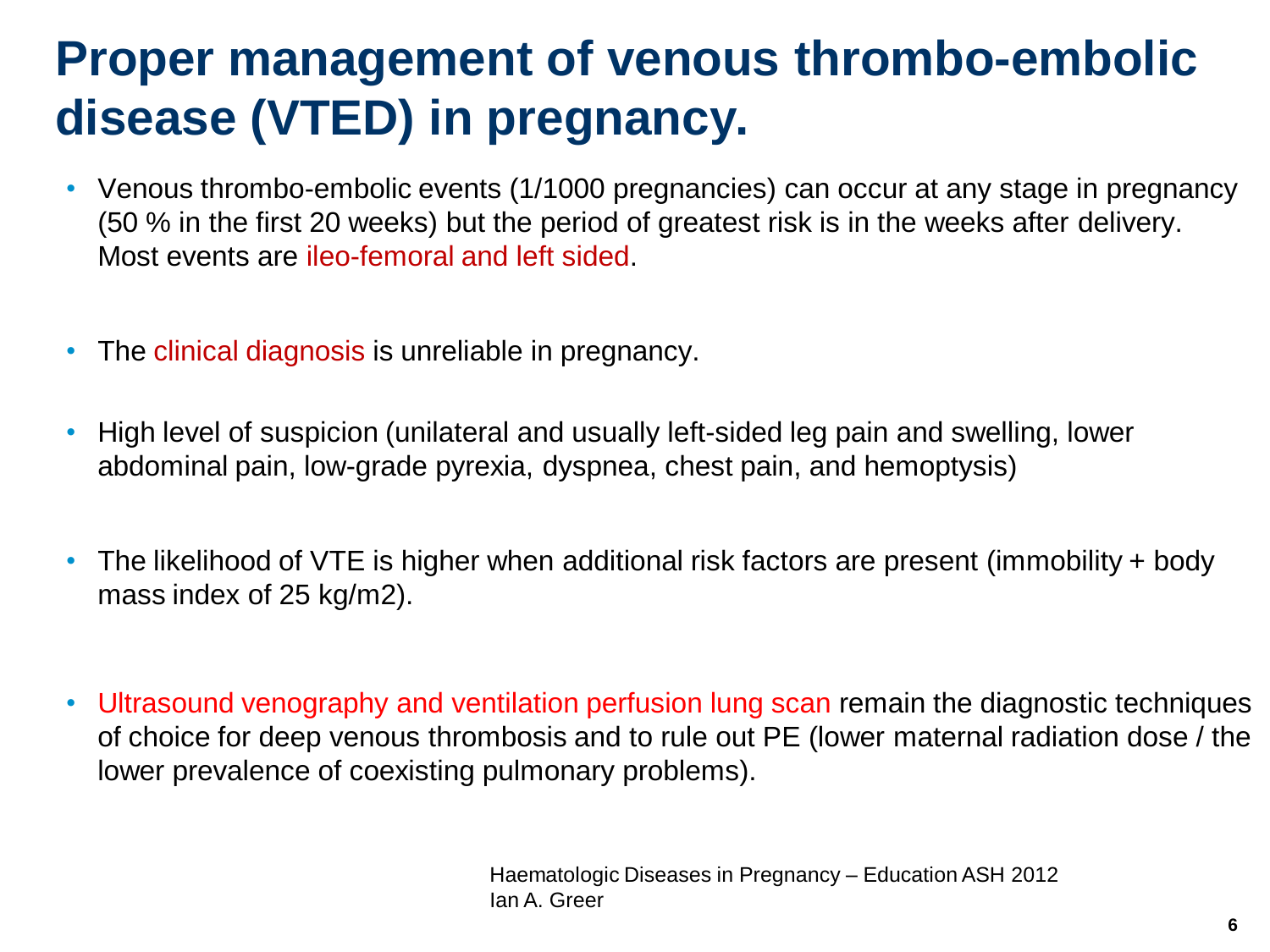# Proper management of venous thrombo-embolic disease (VTED) in pregnancy.

- Venous thrombo-embolic events (1/1000 pregnancies) can occur at any stage in pregnancy (50 % in the first 20 weeks) but the period of greatest risk is in the weeks after delivery. Most events are ileo-femoral and left sided.
- The clinical diagnosis is unreliable in pregnancy.
- High level of suspicion (unilateral and usually left-sided leg pain and swelling, lower abdominal pain, low-grade pyrexia, dyspnea, chest pain, and hemoptysis)
- The likelihood of VTE is higher when additional risk factors are present (immobility + body mass index of 25 kg/m2).
- Ultrasound venography and ventilation perfusion lung scan remain the diagnostic techniques of choice for deep venous thrombosis and to rule out PE (lower maternal radiation dose / the lower prevalence of coexisting pulmonary problems).

Haematologic Diseases in Pregnancy – Education ASH 2012
Ian A. Greer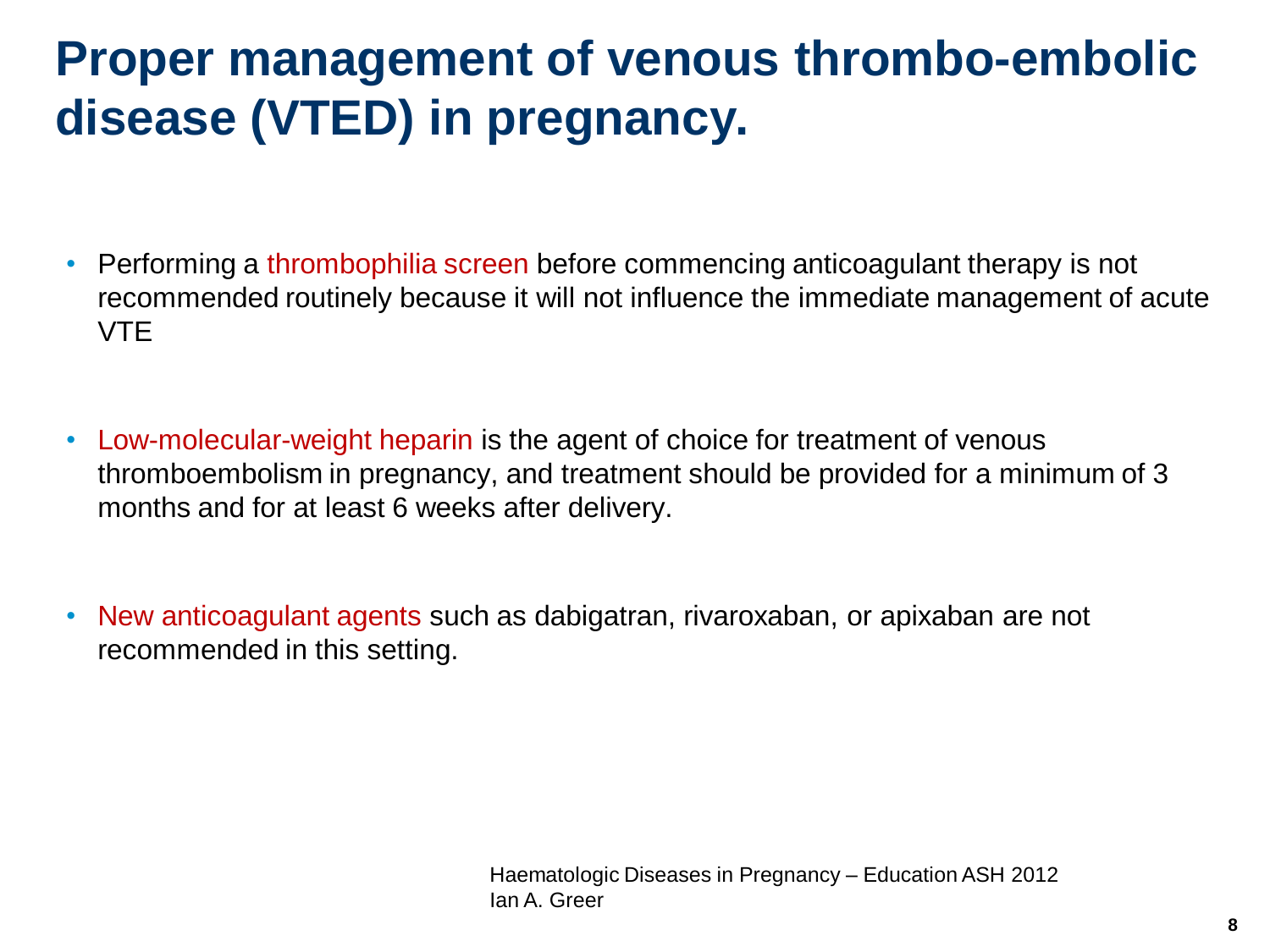# Proper management of venous thrombo-embolic disease (VTED) in pregnancy.

- Performing a thrombophilia screen before commencing anticoagulant therapy is not recommended routinely because it will not influence the immediate management of acute VTE
- Low-molecular-weight heparin is the agent of choice for treatment of venous thromboembolism in pregnancy, and treatment should be provided for a minimum of 3 months and for at least 6 weeks after delivery.
- New anticoagulant agents such as dabigatran, rivaroxaban, or apixaban are not recommended in this setting.

Haematologic Diseases in Pregnancy – Education ASH 2012
Ian A. Greer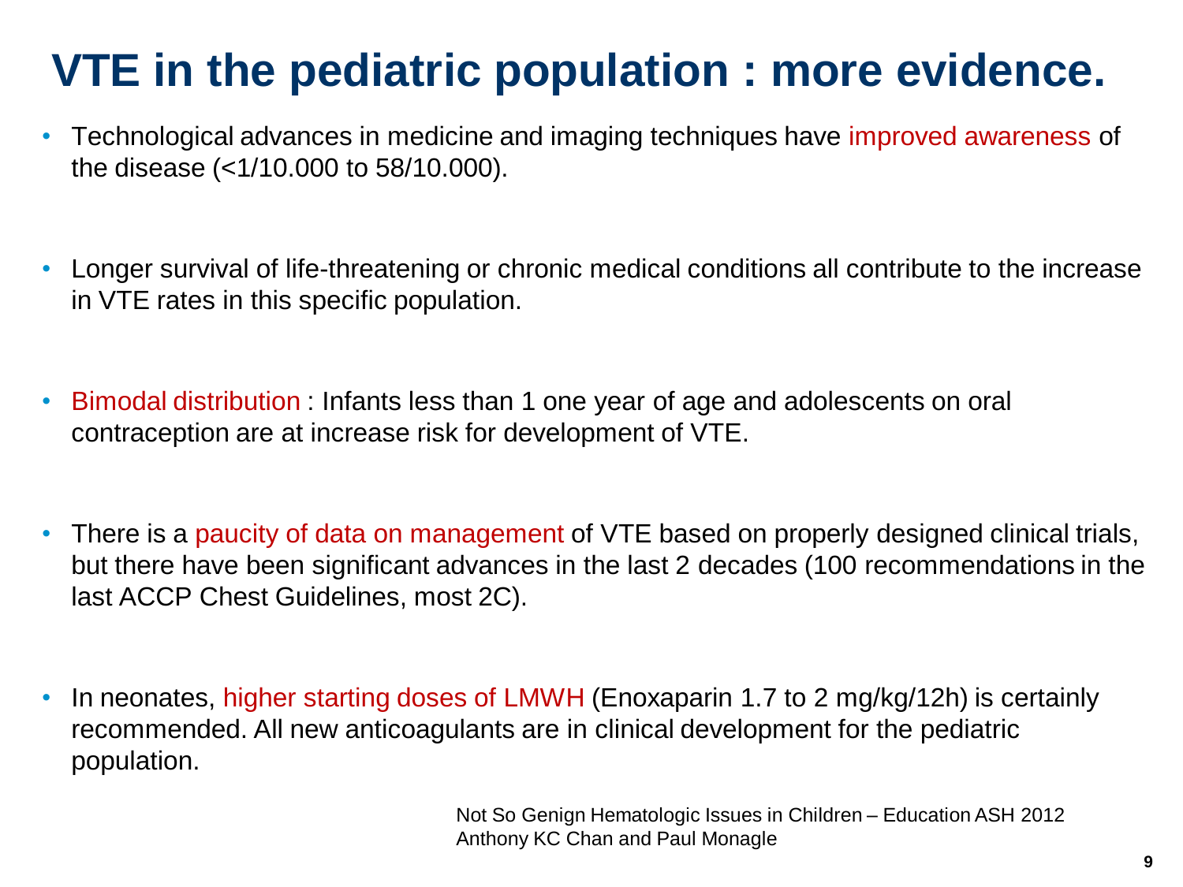# VTE in the pediatric population : more evidence.

- Technological advances in medicine and imaging techniques have improved awareness of the disease (<1/10.000 to 58/10.000).
- Longer survival of life-threatening or chronic medical conditions all contribute to the increase in VTE rates in this specific population.
- Bimodal distribution : Infants less than 1 one year of age and adolescents on oral contraception are at increase risk for development of VTE.
- There is a paucity of data on management of VTE based on properly designed clinical trials, but there have been significant advances in the last 2 decades (100 recommendations in the last ACCP Chest Guidelines, most 2C).
- In neonates, higher starting doses of LMWH (Enoxaparin 1.7 to 2 mg/kg/12h) is certainly recommended. All new anticoagulants are in clinical development for the pediatric population.

Not So Genign Hematologic Issues in Children – Education ASH 2012
Anthony KC Chan and Paul Monagle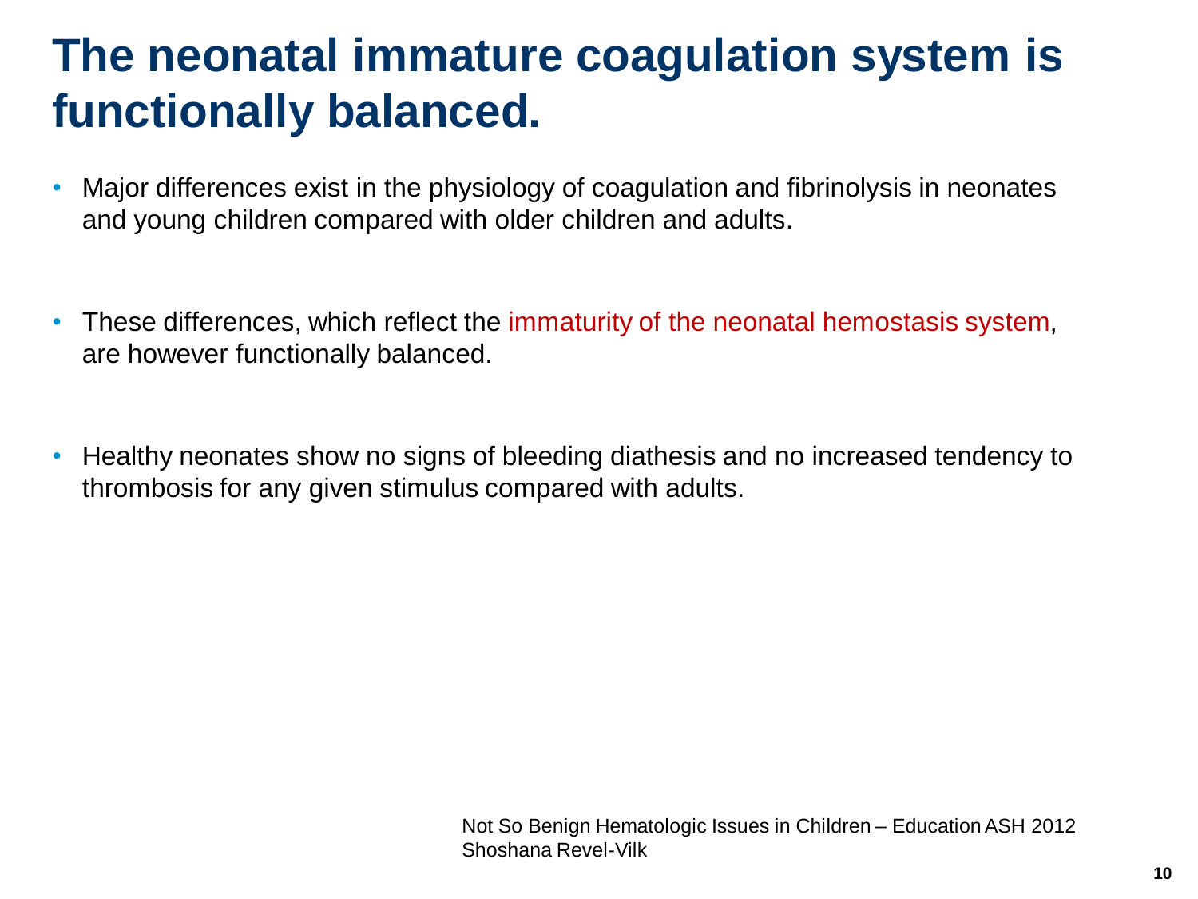# The neonatal immature coagulation system is functionally balanced.

- Major differences exist in the physiology of coagulation and fibrinolysis in neonates and young children compared with older children and adults.
- These differences, which reflect the immaturity of the neonatal hemostasis system, are however functionally balanced.
- Healthy neonates show no signs of bleeding diathesis and no increased tendency to thrombosis for any given stimulus compared with adults.

Not So Benign Hematologic Issues in Children – Education ASH 2012
Shoshana Revel-Vilk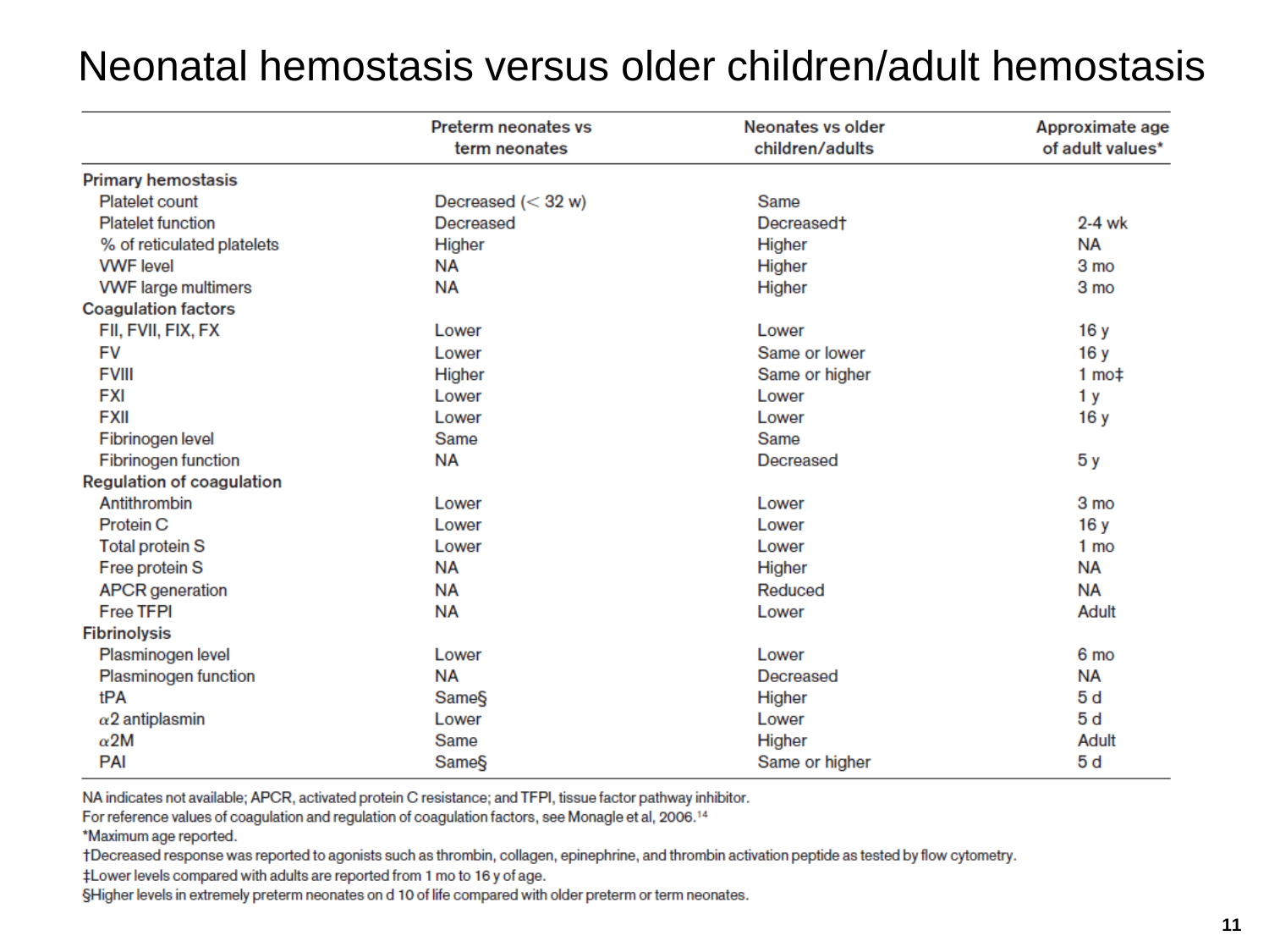# Neonatal hemostasis versus older children/adult hemostasis

| | Preterm neonates vs term neonates | Neonates vs older children/adults | Approximate age of adult values* |
|---|---|---|---|
| **Primary hemostasis** | | | |
| Platelet count | Decreased (< 32 w) | Same | |
| Platelet function | Decreased | Decreased† | 2-4 wk |
| % of reticulated platelets | Higher | Higher | NA |
| VWF level | NA | Higher | 3 mo |
| VWF large multimers | NA | Higher | 3 mo |
| **Coagulation factors** | | | |
| FII, FVII, FIX, FX | Lower | Lower | 16 y |
| FV | Lower | Same or lower | 16 y |
| FVIII | Higher | Same or higher | 1 mo‡ |
| FXI | Lower | Lower | 1 y |
| FXII | Lower | Lower | 16 y |
| Fibrinogen level | Same | Same | |
| Fibrinogen function | NA | Decreased | 5 y |
| **Regulation of coagulation** | | | |
| Antithrombin | Lower | Lower | 3 mo |
| Protein C | Lower | Lower | 16 y |
| Total protein S | Lower | Lower | 1 mo |
| Free protein S | NA | Higher | NA |
| APCR generation | NA | Reduced | NA |
| Free TFPI | NA | Lower | Adult |
| **Fibrinolysis** | | | |
| Plasminogen level | Lower | Lower | 6 mo |
| Plasminogen function | NA | Decreased | NA |
| tPA | Same§ | Higher | 5 d |
| $\alpha$2 antiplasmin | Lower | Lower | 5 d |
| $\alpha$2M | Same | Higher | Adult |
| PAI | Same§ | Same or higher | 5 d |

NA indicates not available; APCR, activated protein C resistance; and TFPI, tissue factor pathway inhibitor.

For reference values of coagulation and regulation of coagulation factors, see Monagle et al, 2006.[14]

*Maximum age reported.

†Decreased response was reported to agonists such as thrombin, collagen, epinephrine, and thrombin activation peptide as tested by flow cytometry.

‡Lower levels compared with adults are reported from 1 mo to 16 y of age.

§Higher levels in extremely preterm neonates on d 10 of life compared with older preterm or term neonates.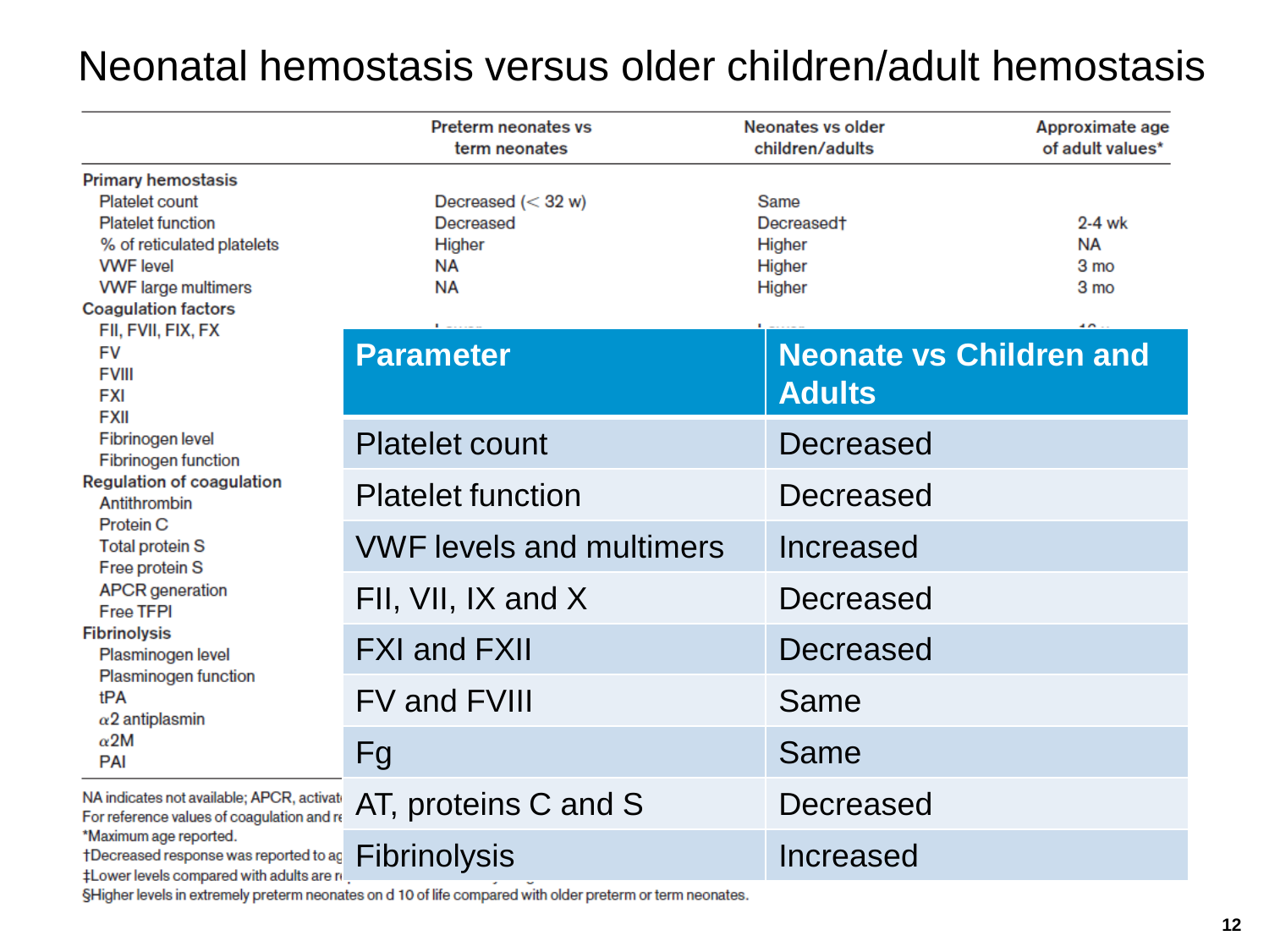# Neonatal hemostasis versus older children/adult hemostasis

| | Preterm neonates vs term neonates | Neonates vs older children/adults | Approximate age of adult values* |
|---|---|---|---|
| **Primary hemostasis** | | | |
| Platelet count | Decreased (< 32 w) | Same | |
| Platelet function | Decreased | Decreased† | 2-4 wk |
| % of reticulated platelets | Higher | Higher | NA |
| VWF level | NA | Higher | 3 mo |
| VWF large multimers | NA | Higher | 3 mo |
| **Coagulation factors** | | | |
| FII, FVII, FIX, FX | | | |
| FV | | | |
| FVIII | | | |
| FXI | | | |
| FXII | | | |
| Fibrinogen level | | | |
| Fibrinogen function | | | |
| **Regulation of coagulation** | | | |
| Antithrombin | | | |
| Protein C | | | |
| Total protein S | | | |
| Free protein S | | | |
| APCR generation | | | |
| Free TFPI | | | |
| **Fibrinolysis** | | | |
| Plasminogen level | | | |
| Plasminogen function | | | |
| tPA | | | |
| α2 antiplasmin | | | |
| α2M | | | |
| PAI | | | |

NA indicates not available; APCR, activat...

For reference values of coagulation and re...

*Maximum age reported.

†Decreased response was reported to ag...

‡Lower levels compared with adults are r...

§Higher levels in extremely preterm neonates on d 10 of life compared with older preterm or term neonates.

| Parameter | Neonate vs Children and Adults |
|---|---|
| Platelet count | Decreased |
| Platelet function | Decreased |
| VWF levels and multimers | Increased |
| FII, VII, IX and X | Decreased |
| FXI and FXII | Decreased |
| FV and FVIII | Same |
| Fg | Same |
| AT, proteins C and S | Decreased |
| Fibrinolysis | Increased |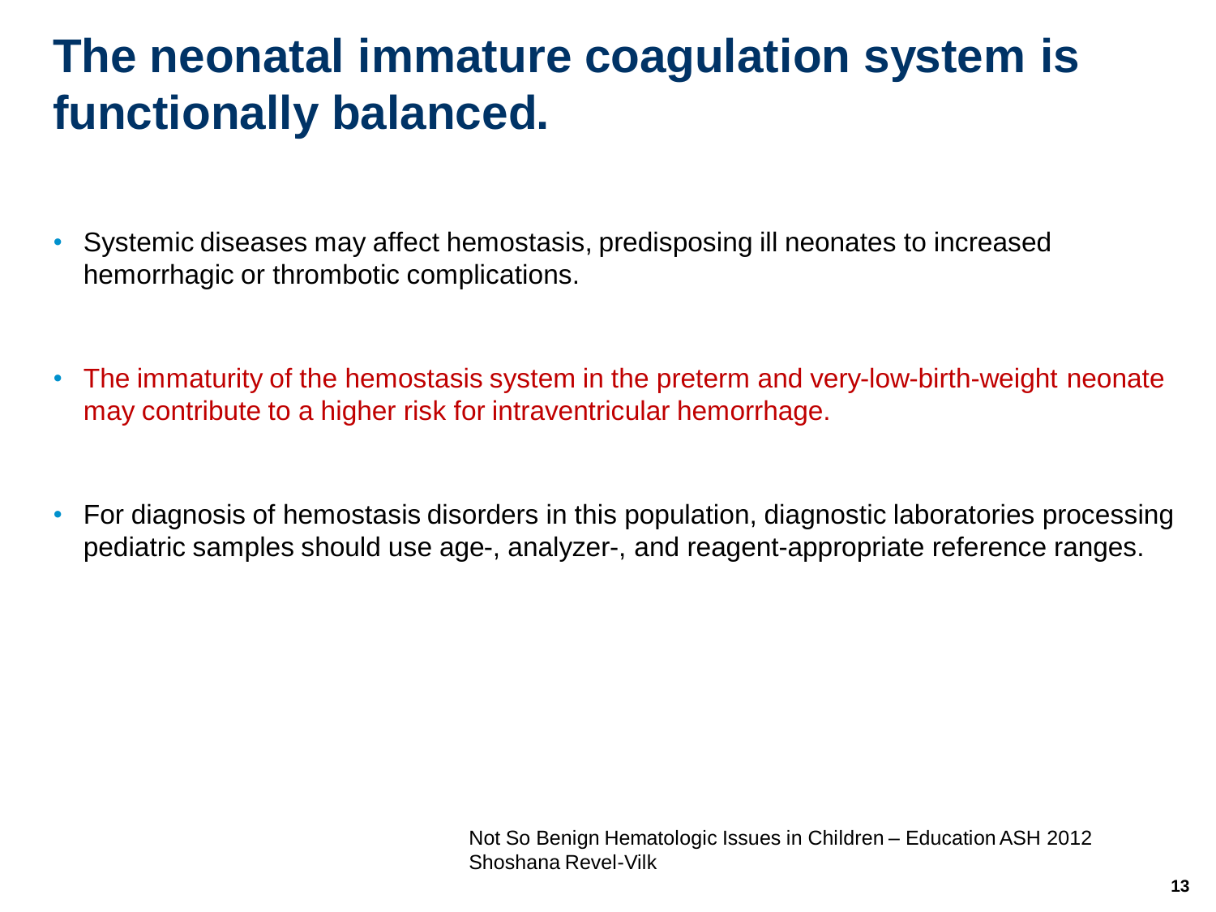# The neonatal immature coagulation system is functionally balanced.

- Systemic diseases may affect hemostasis, predisposing ill neonates to increased hemorrhagic or thrombotic complications.
- The immaturity of the hemostasis system in the preterm and very-low-birth-weight neonate may contribute to a higher risk for intraventricular hemorrhage.
- For diagnosis of hemostasis disorders in this population, diagnostic laboratories processing pediatric samples should use age-, analyzer-, and reagent-appropriate reference ranges.

Not So Benign Hematologic Issues in Children – Education ASH 2012
Shoshana Revel-Vilk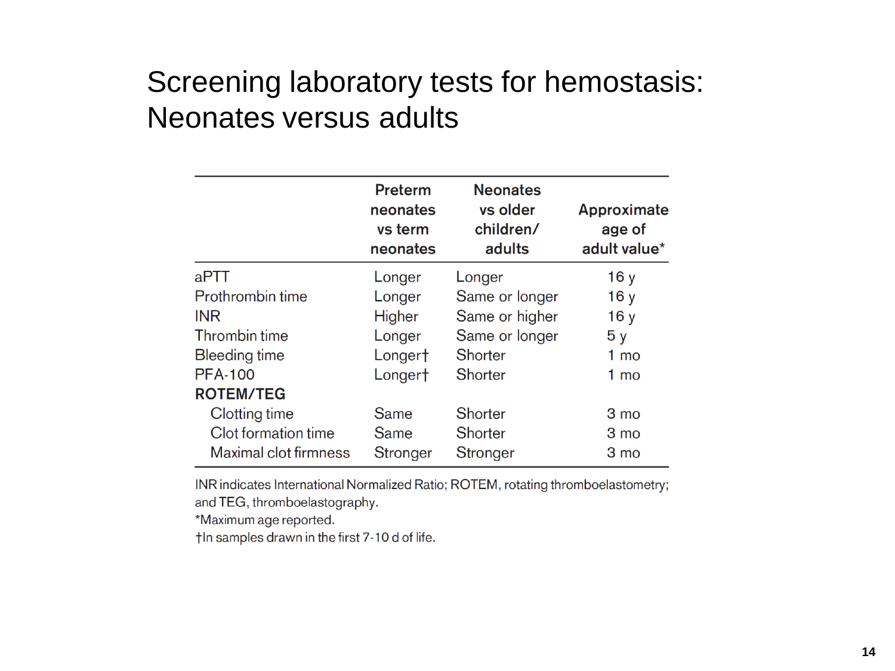# Screening laboratory tests for hemostasis: Neonates versus adults

| | Preterm neonates vs term neonates | Neonates vs older children/ adults | Approximate age of adult value* |
|---|---|---|---|
| aPTT | Longer | Longer | 16 y |
| Prothrombin time | Longer | Same or longer | 16 y |
| INR | Higher | Same or higher | 16 y |
| Thrombin time | Longer | Same or longer | 5 y |
| Bleeding time | Longer† | Shorter | 1 mo |
| PFA-100 | Longer† | Shorter | 1 mo |
| **ROTEM/TEG** | | | |
| Clotting time | Same | Shorter | 3 mo |
| Clot formation time | Same | Shorter | 3 mo |
| Maximal clot firmness | Stronger | Stronger | 3 mo |

INR indicates International Normalized Ratio; ROTEM, rotating thromboelastometry; and TEG, thromboelastography.

*Maximum age reported.

†In samples drawn in the first 7-10 d of life.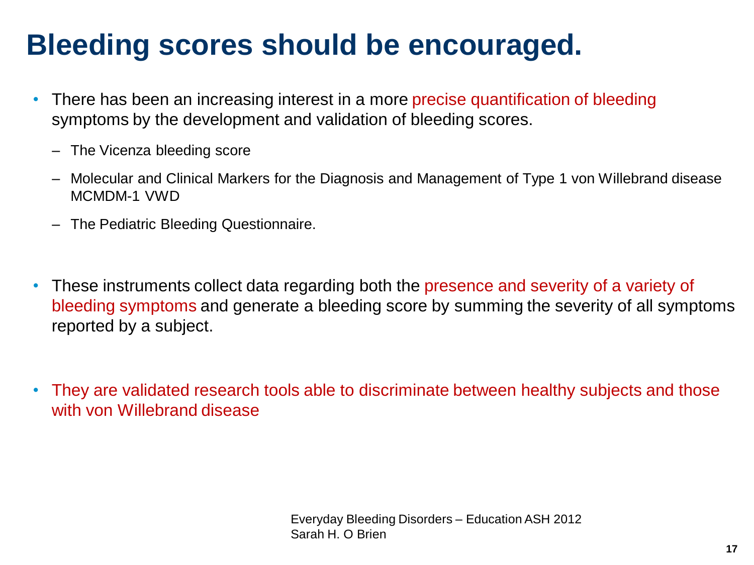# Bleeding scores should be encouraged.

- There has been an increasing interest in a more precise quantification of bleeding symptoms by the development and validation of bleeding scores.
  - The Vicenza bleeding score
  - Molecular and Clinical Markers for the Diagnosis and Management of Type 1 von Willebrand disease MCMDM-1 VWD
  - The Pediatric Bleeding Questionnaire.
- These instruments collect data regarding both the presence and severity of a variety of bleeding symptoms and generate a bleeding score by summing the severity of all symptoms reported by a subject.
- They are validated research tools able to discriminate between healthy subjects and those with von Willebrand disease

Everyday Bleeding Disorders – Education ASH 2012
Sarah H. O Brien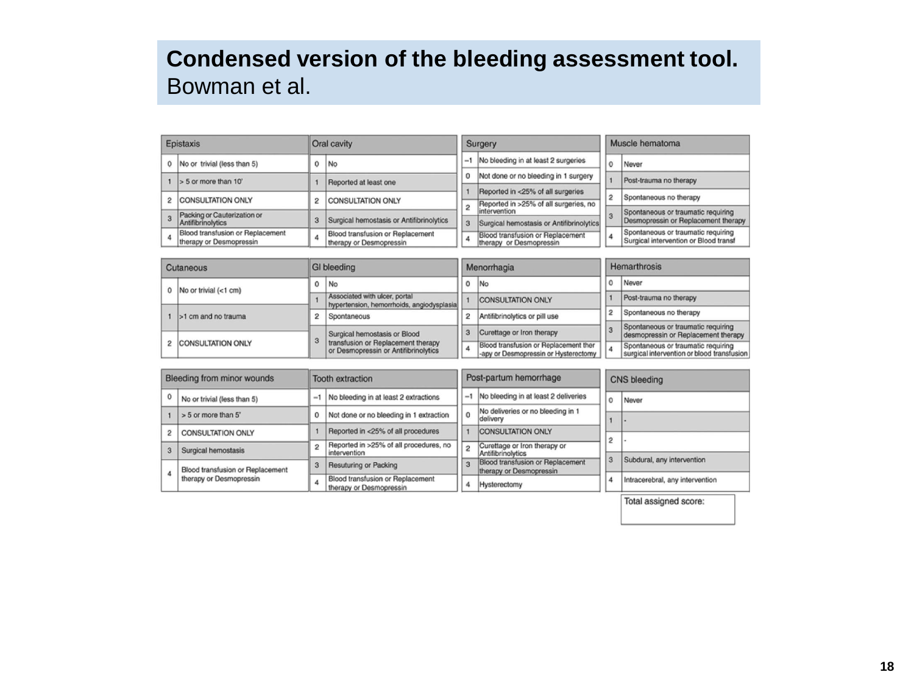**Condensed version of the bleeding assessment tool.**
Bowman et al.

| Epistaxis | |
|---|---|
| 0 | No or trivial (less than 5) |
| 1 | > 5 or more than 10' |
| 2 | CONSULTATION ONLY |
| 3 | Packing or Cauterization or Antifibrinolytics |
| 4 | Blood transfusion or Replacement therapy or Desmopressin |

| Oral cavity | |
|---|---|
| 0 | No |
| 1 | Reported at least one |
| 2 | CONSULTATION ONLY |
| 3 | Surgical hemostasis or Antifibrinolytics |
| 4 | Blood transfusion or Replacement therapy or Desmopressin |

| Surgery | |
|---|---|
| −1 | No bleeding in at least 2 surgeries |
| 0 | Not done or no bleeding in 1 surgery |
| 1 | Reported in <25% of all surgeries |
| 2 | Reported in >25% of all surgeries, no intervention |
| 3 | Surgical hemostasis or Antifibrinolytics |
| 4 | Blood transfusion or Replacement therapy or Desmopressin |

| Muscle hematoma | |
|---|---|
| 0 | Never |
| 1 | Post-trauma no therapy |
| 2 | Spontaneous no therapy |
| 3 | Spontaneous or traumatic requiring Desmopressin or Replacement therapy |
| 4 | Spontaneous or traumatic requiring Surgical intervention or Blood transf |

| Cutaneous | |
|---|---|
| 0 | No or trivial (<1 cm) |
| 1 | >1 cm and no trauma |
| 2 | CONSULTATION ONLY |

| GI bleeding | |
|---|---|
| 0 | No |
| 1 | Associated with ulcer, portal hypertension, hemorrhoids, angiodysplasia |
| 2 | Spontaneous |
| 3 | Surgical hemostasis or Blood transfusion or Replacement therapy or Desmopressin or Antifibrinolytics |

| Menorrhagia | |
|---|---|
| 0 | No |
| 1 | CONSULTATION ONLY |
| 2 | Antifibrinolytics or pill use |
| 3 | Curettage or Iron therapy |
| 4 | Blood transfusion or Replacement ther-apy or Desmopressin or Hysterectomy |

| Hemarthrosis | |
|---|---|
| 0 | Never |
| 1 | Post-trauma no therapy |
| 2 | Spontaneous no therapy |
| 3 | Spontaneous or traumatic requiring desmopressin or Replacement therapy |
| 4 | Spontaneous or traumatic requiring surgical intervention or blood transfusion |

| Bleeding from minor wounds | |
|---|---|
| 0 | No or trivial (less than 5) |
| 1 | > 5 or more than 5' |
| 2 | CONSULTATION ONLY |
| 3 | Surgical hemostasis |
| 4 | Blood transfusion or Replacement therapy or Desmopressin |

| Tooth extraction | |
|---|---|
| −1 | No bleeding in at least 2 extractions |
| 0 | Not done or no bleeding in 1 extraction |
| 1 | Reported in <25% of all procedures |
| 2 | Reported in >25% of all procedures, no intervention |
| 3 | Resuturing or Packing |
| 4 | Blood transfusion or Replacement therapy or Desmopressin |

| Post-partum hemorrhage | |
|---|---|
| −1 | No bleeding in at least 2 deliveries |
| 0 | No deliveries or no bleeding in 1 delivery |
| 1 | CONSULTATION ONLY |
| 2 | Curettage or Iron therapy or Antifibrinolytics |
| 3 | Blood transfusion or Replacement therapy or Desmopressin |
| 4 | Hysterectomy |

| CNS bleeding | |
|---|---|
| 0 | Never |
| 1 | - |
| 2 | - |
| 3 | Subdural, any intervention |
| 4 | Intracerebral, any intervention |

| Total assigned score: |
|---|
| |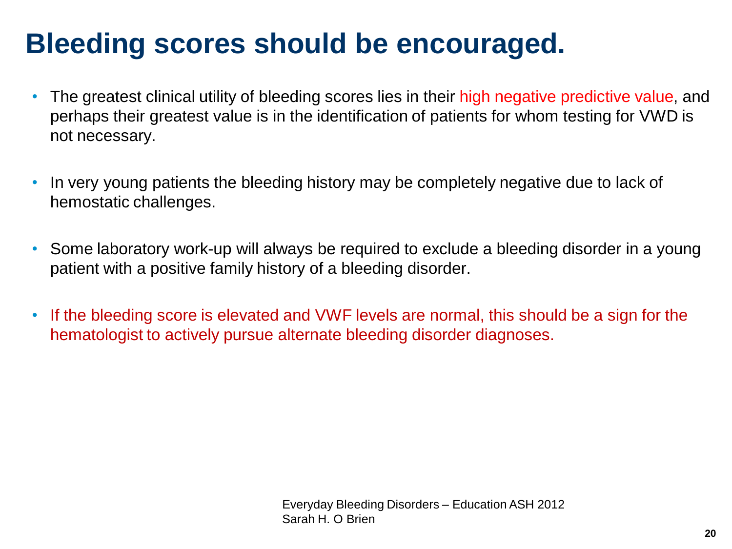# Bleeding scores should be encouraged.

- The greatest clinical utility of bleeding scores lies in their high negative predictive value, and perhaps their greatest value is in the identification of patients for whom testing for VWD is not necessary.
- In very young patients the bleeding history may be completely negative due to lack of hemostatic challenges.
- Some laboratory work-up will always be required to exclude a bleeding disorder in a young patient with a positive family history of a bleeding disorder.
- If the bleeding score is elevated and VWF levels are normal, this should be a sign for the hematologist to actively pursue alternate bleeding disorder diagnoses.

Everyday Bleeding Disorders – Education ASH 2012
Sarah H. O Brien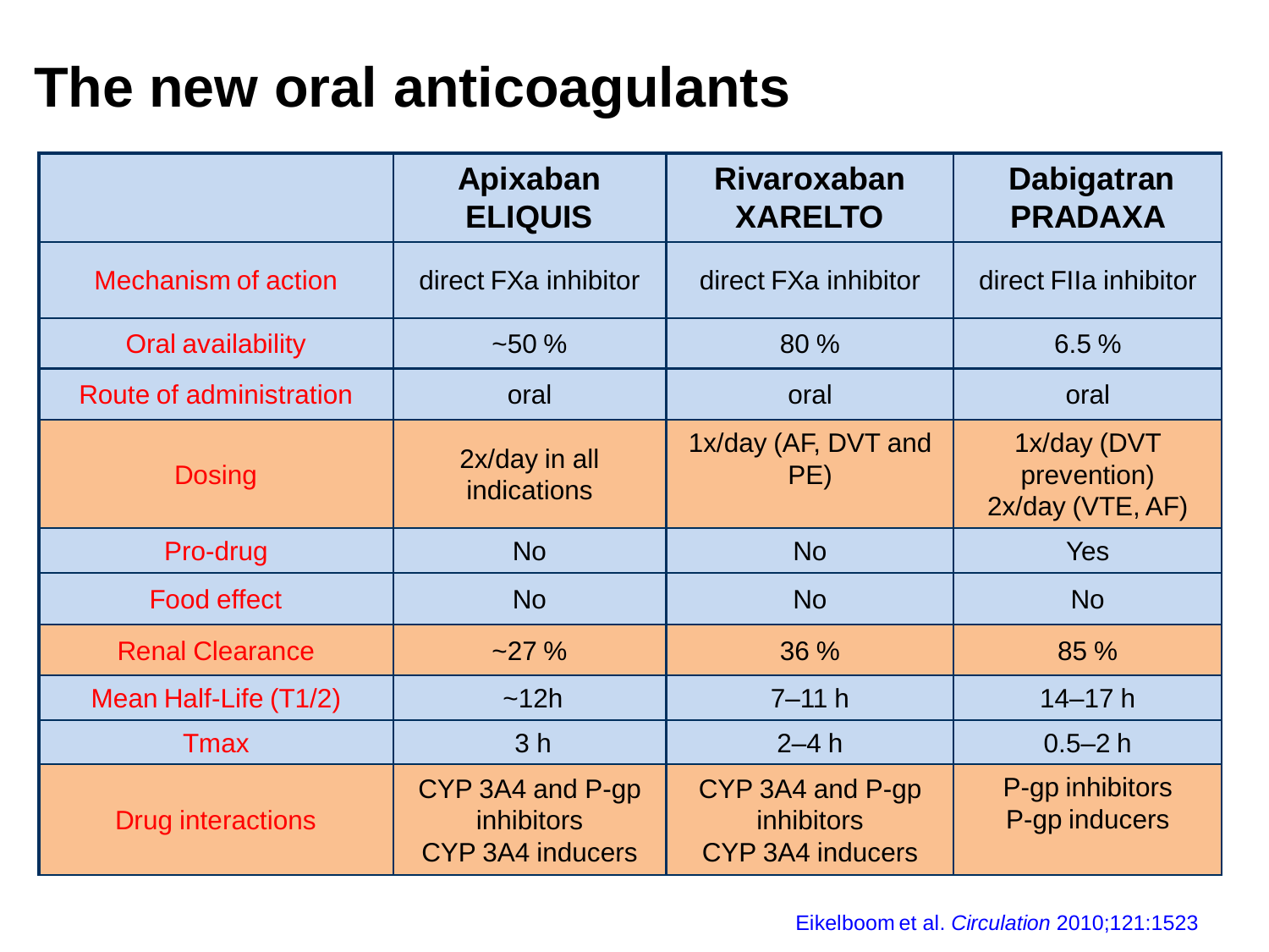# The new oral anticoagulants

| | Apixaban ELIQUIS | Rivaroxaban XARELTO | Dabigatran PRADAXA |
|---|---|---|---|
| Mechanism of action | direct FXa inhibitor | direct FXa inhibitor | direct FIIa inhibitor |
| Oral availability | ~50 % | 80 % | 6.5 % |
| Route of administration | oral | oral | oral |
| Dosing | 2x/day in all indications | 1x/day (AF, DVT and PE) | 1x/day (DVT prevention)<br>2x/day (VTE, AF) |
| Pro-drug | No | No | Yes |
| Food effect | No | No | No |
| Renal Clearance | ~27 % | 36 % | 85 % |
| Mean Half-Life (T1/2) | ~12h | 7–11 h | 14–17 h |
| Tmax | 3 h | 2–4 h | 0.5–2 h |
| Drug interactions | CYP 3A4 and P-gp inhibitors<br>CYP 3A4 inducers | CYP 3A4 and P-gp inhibitors<br>CYP 3A4 inducers | P-gp inhibitors<br>P-gp inducers |

Eikelboom et al. *Circulation* 2010;121:1523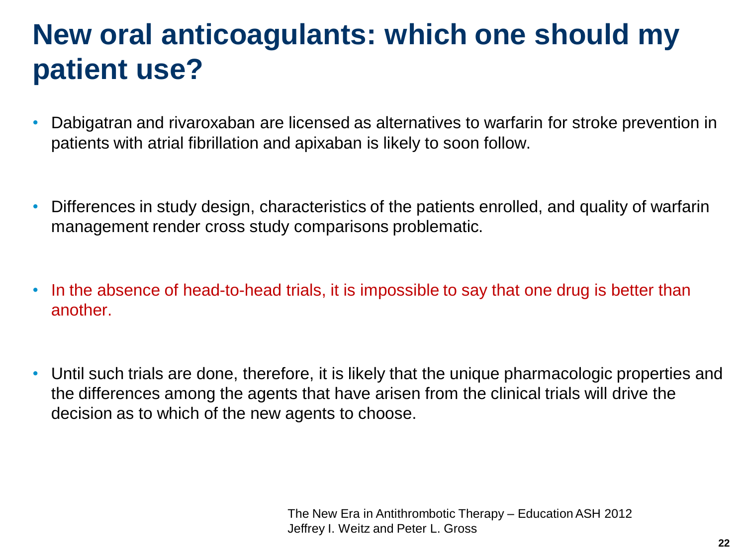# New oral anticoagulants: which one should my patient use?

- Dabigatran and rivaroxaban are licensed as alternatives to warfarin for stroke prevention in patients with atrial fibrillation and apixaban is likely to soon follow.
- Differences in study design, characteristics of the patients enrolled, and quality of warfarin management render cross study comparisons problematic.
- In the absence of head-to-head trials, it is impossible to say that one drug is better than another.
- Until such trials are done, therefore, it is likely that the unique pharmacologic properties and the differences among the agents that have arisen from the clinical trials will drive the decision as to which of the new agents to choose.

The New Era in Antithrombotic Therapy – Education ASH 2012
Jeffrey I. Weitz and Peter L. Gross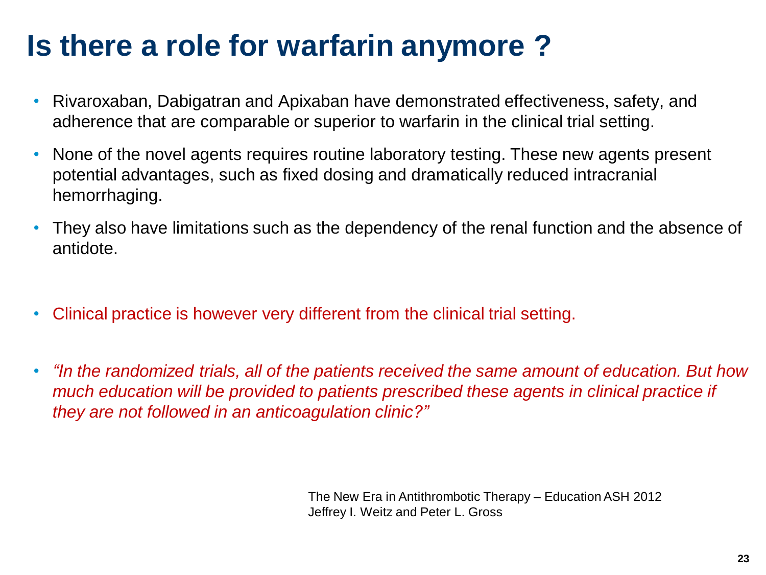# Is there a role for warfarin anymore ?

- Rivaroxaban, Dabigatran and Apixaban have demonstrated effectiveness, safety, and adherence that are comparable or superior to warfarin in the clinical trial setting.
- None of the novel agents requires routine laboratory testing. These new agents present potential advantages, such as fixed dosing and dramatically reduced intracranial hemorrhaging.
- They also have limitations such as the dependency of the renal function and the absence of antidote.

- Clinical practice is however very different from the clinical trial setting.

- *"In the randomized trials, all of the patients received the same amount of education. But how much education will be provided to patients prescribed these agents in clinical practice if they are not followed in an anticoagulation clinic?"*

The New Era in Antithrombotic Therapy – Education ASH 2012
Jeffrey I. Weitz and Peter L. Gross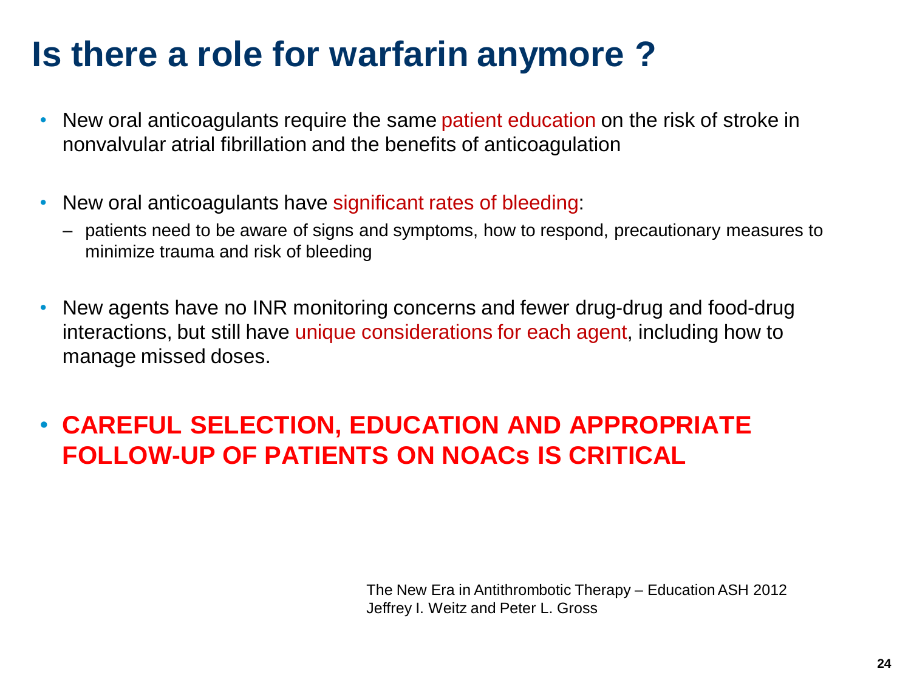# Is there a role for warfarin anymore ?

- New oral anticoagulants require the same patient education on the risk of stroke in nonvalvular atrial fibrillation and the benefits of anticoagulation

- New oral anticoagulants have significant rates of bleeding:
  - patients need to be aware of signs and symptoms, how to respond, precautionary measures to minimize trauma and risk of bleeding

- New agents have no INR monitoring concerns and fewer drug-drug and food-drug interactions, but still have unique considerations for each agent, including how to manage missed doses.

- **CAREFUL SELECTION, EDUCATION AND APPROPRIATE FOLLOW-UP OF PATIENTS ON NOACs IS CRITICAL**

The New Era in Antithrombotic Therapy – Education ASH 2012
Jeffrey I. Weitz and Peter L. Gross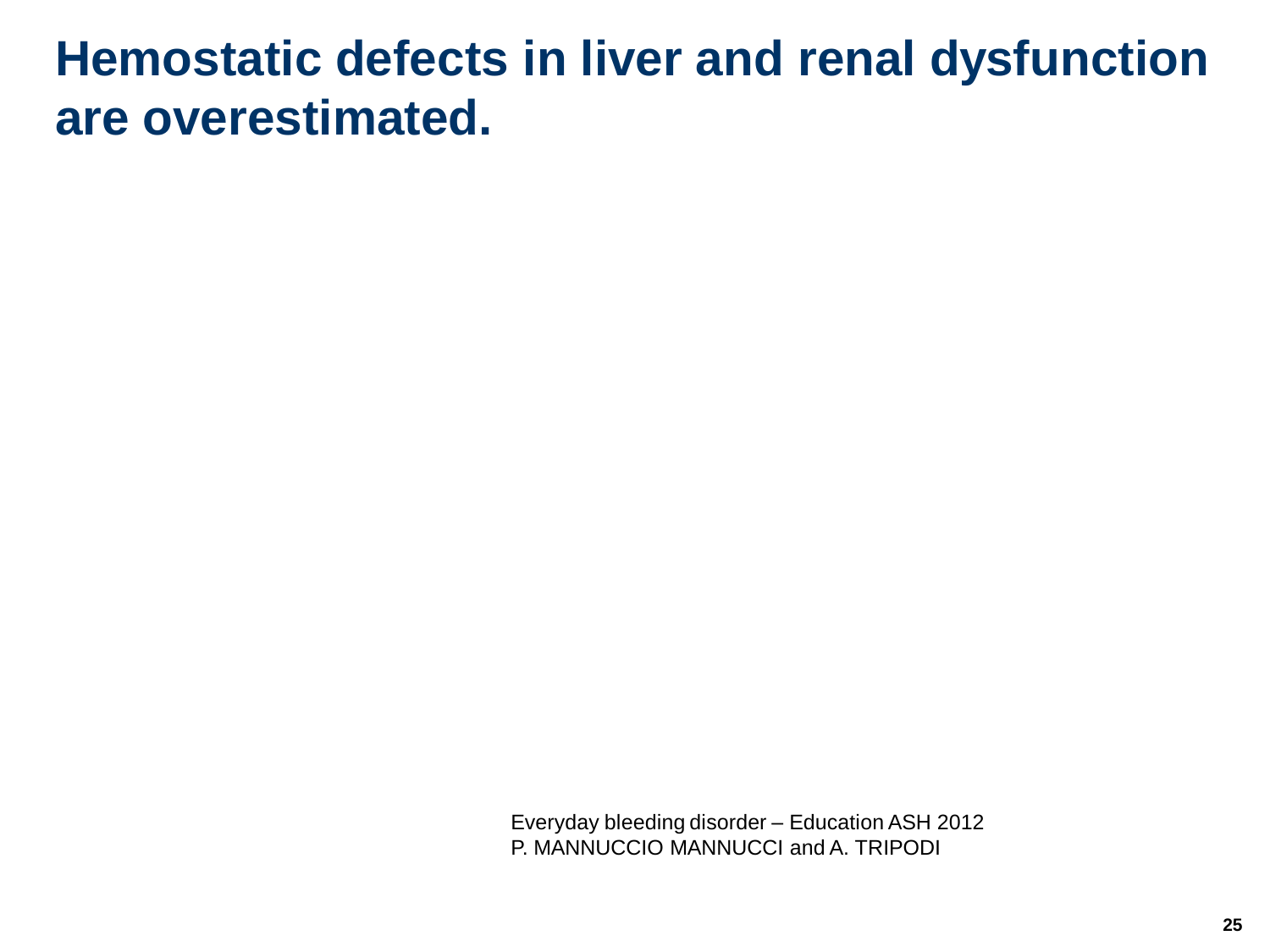# Hemostatic defects in liver and renal dysfunction are overestimated.

Everyday bleeding disorder – Education ASH 2012
P. MANNUCCIO MANNUCCI and A. TRIPODI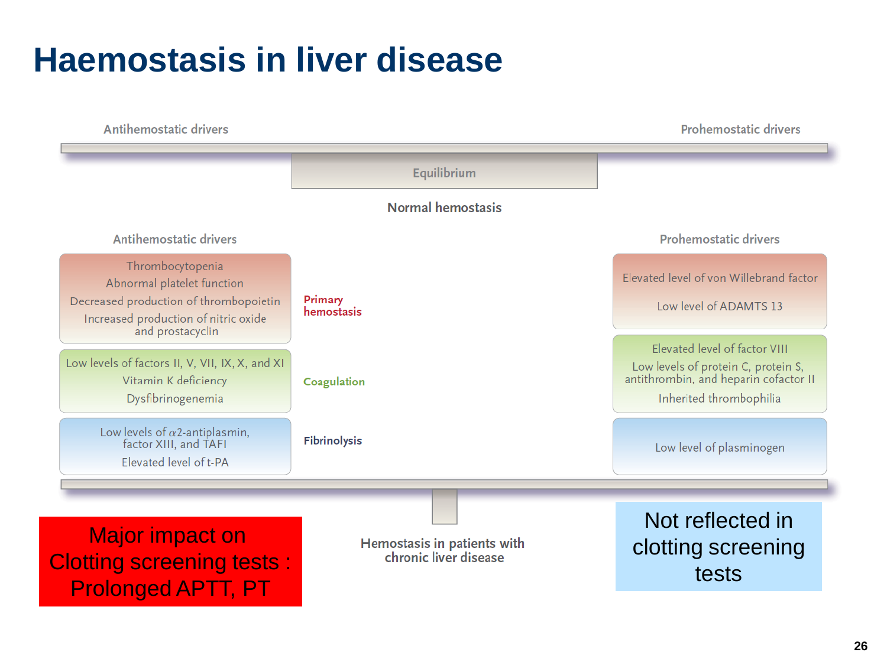# Haemostasis in liver disease

Antihemostatic drivers — Prohemostatic drivers

Equilibrium

Normal hemostasis

| Antihemostatic drivers | | Prohemostatic drivers |
|---|---|---|
| Thrombocytopenia<br>Abnormal platelet function<br>Decreased production of thrombopoietin<br>Increased production of nitric oxide and prostacyclin | **Primary hemostasis** | Elevated level of von Willebrand factor<br>Low level of ADAMTS 13 |
| Low levels of factors II, V, VII, IX, X, and XI<br>Vitamin K deficiency<br>Dysfibrinogenemia | **Coagulation** | Elevated level of factor VIII<br>Low levels of protein C, protein S, antithrombin, and heparin cofactor II<br>Inherited thrombophilia |
| Low levels of $\alpha$2-antiplasmin, factor XIII, and TAFI<br>Elevated level of t-PA | **Fibrinolysis** | Low level of plasminogen |

Hemostasis in patients with chronic liver disease

Major impact on Clotting screening tests : Prolonged APTT, PT

Not reflected in clotting screening tests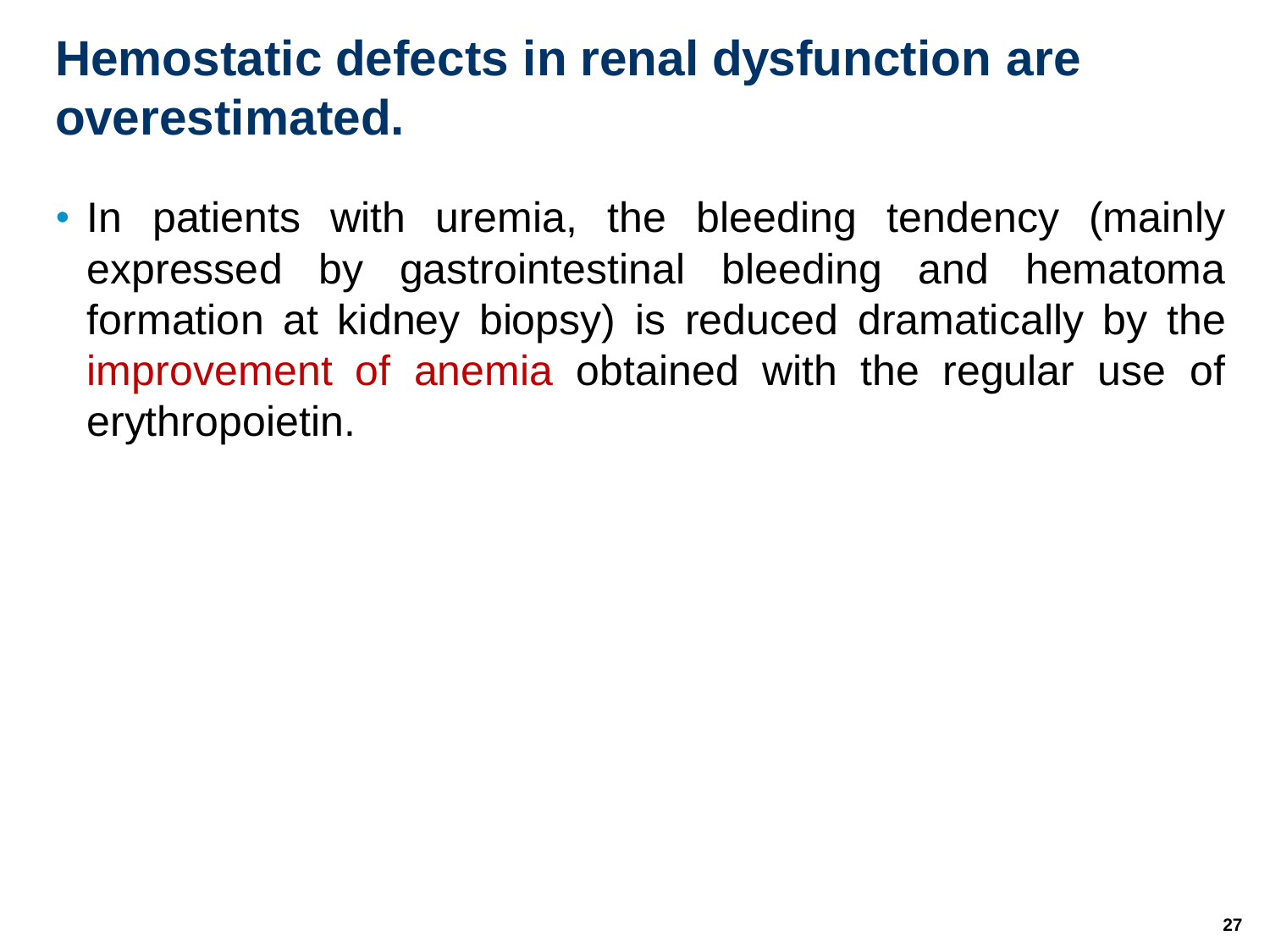# Hemostatic defects in renal dysfunction are overestimated.

- In patients with uremia, the bleeding tendency (mainly expressed by gastrointestinal bleeding and hematoma formation at kidney biopsy) is reduced dramatically by the improvement of anemia obtained with the regular use of erythropoietin.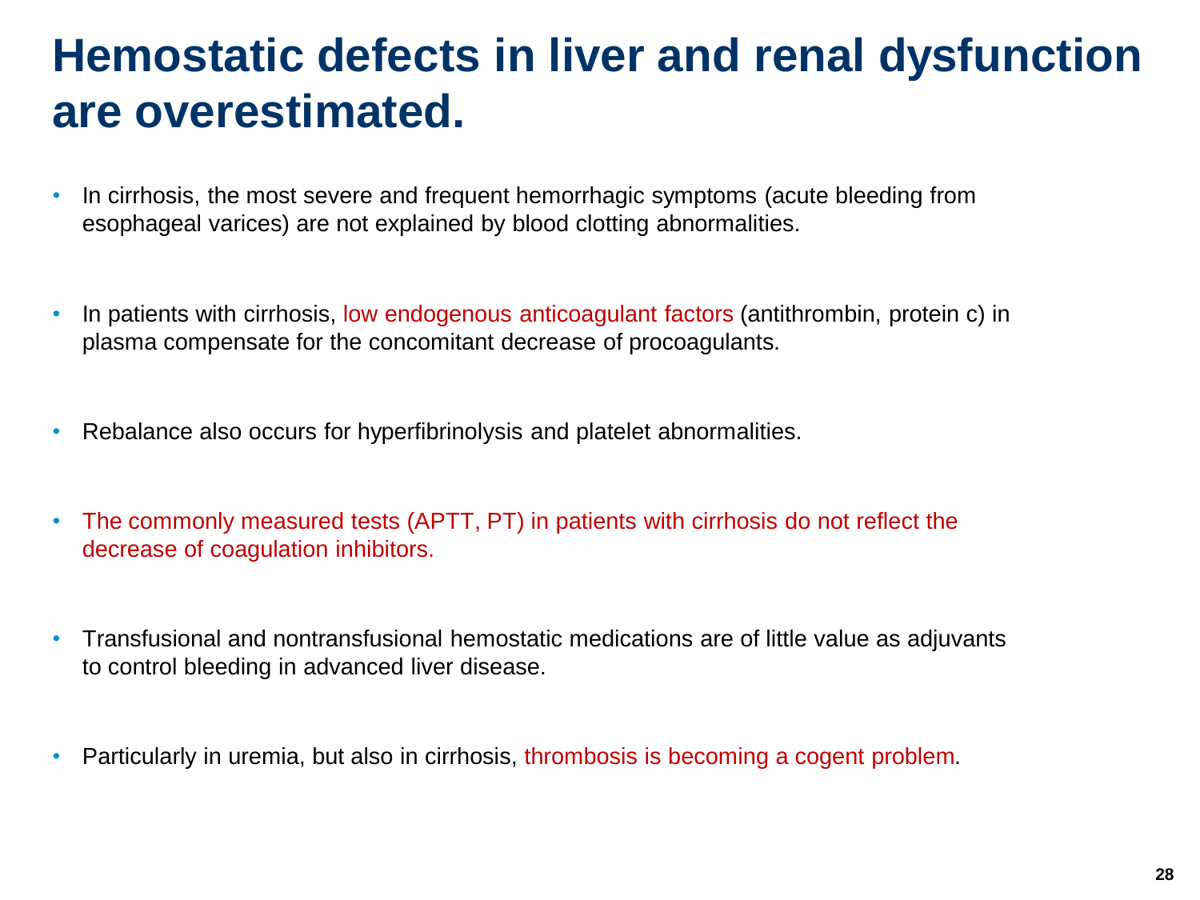# Hemostatic defects in liver and renal dysfunction are overestimated.

- In cirrhosis, the most severe and frequent hemorrhagic symptoms (acute bleeding from esophageal varices) are not explained by blood clotting abnormalities.
- In patients with cirrhosis, low endogenous anticoagulant factors (antithrombin, protein c) in plasma compensate for the concomitant decrease of procoagulants.
- Rebalance also occurs for hyperfibrinolysis and platelet abnormalities.
- The commonly measured tests (APTT, PT) in patients with cirrhosis do not reflect the decrease of coagulation inhibitors.
- Transfusional and nontransfusional hemostatic medications are of little value as adjuvants to control bleeding in advanced liver disease.
- Particularly in uremia, but also in cirrhosis, thrombosis is becoming a cogent problem.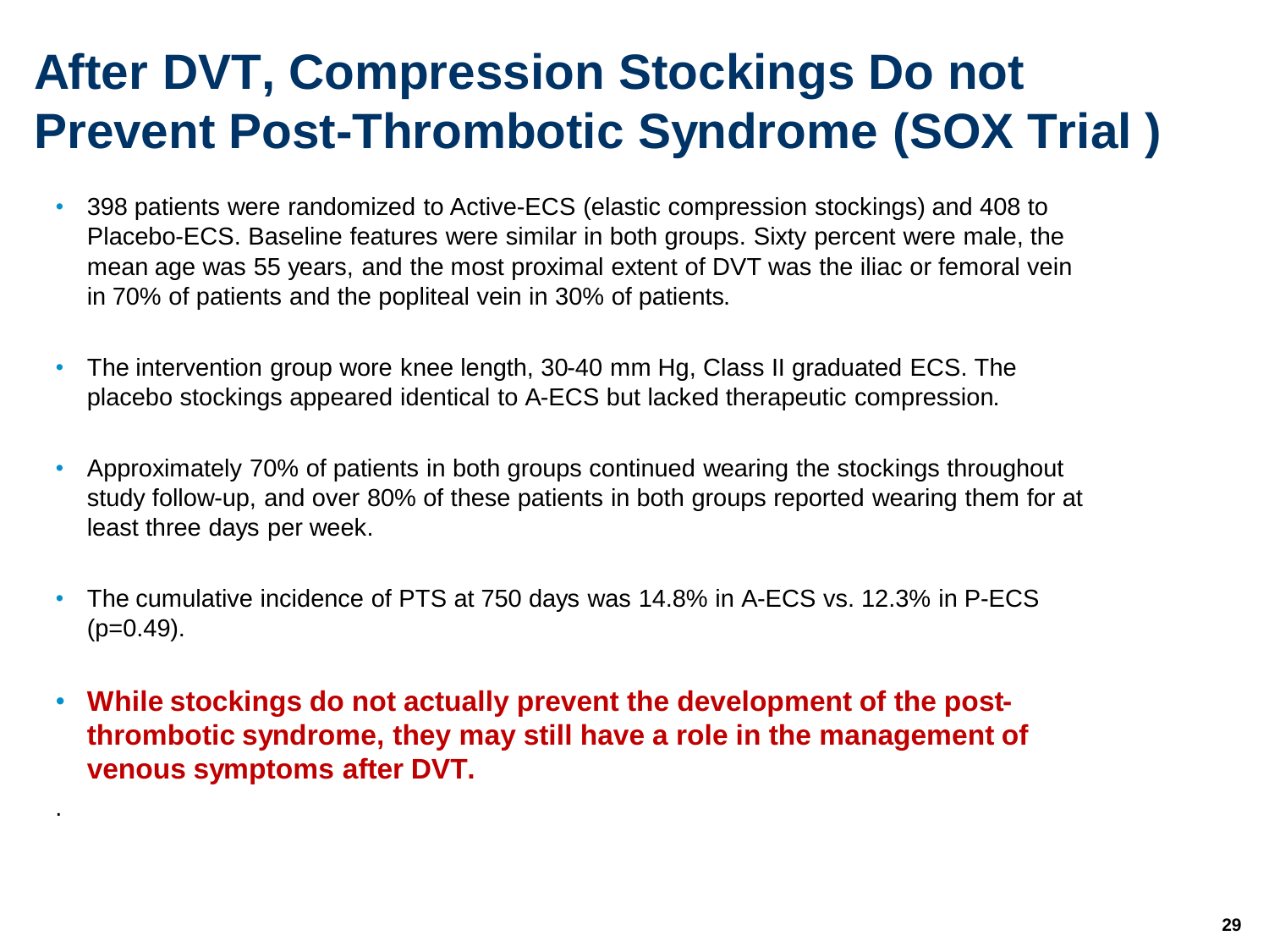# After DVT, Compression Stockings Do not Prevent Post-Thrombotic Syndrome (SOX Trial )

- 398 patients were randomized to Active-ECS (elastic compression stockings) and 408 to Placebo-ECS. Baseline features were similar in both groups. Sixty percent were male, the mean age was 55 years, and the most proximal extent of DVT was the iliac or femoral vein in 70% of patients and the popliteal vein in 30% of patients.

- The intervention group wore knee length, 30-40 mm Hg, Class II graduated ECS. The placebo stockings appeared identical to A-ECS but lacked therapeutic compression.

- Approximately 70% of patients in both groups continued wearing the stockings throughout study follow-up, and over 80% of these patients in both groups reported wearing them for at least three days per week.

- The cumulative incidence of PTS at 750 days was 14.8% in A-ECS vs. 12.3% in P-ECS ($p=0.49$).

- **While stockings do not actually prevent the development of the post-thrombotic syndrome, they may still have a role in the management of venous symptoms after DVT.**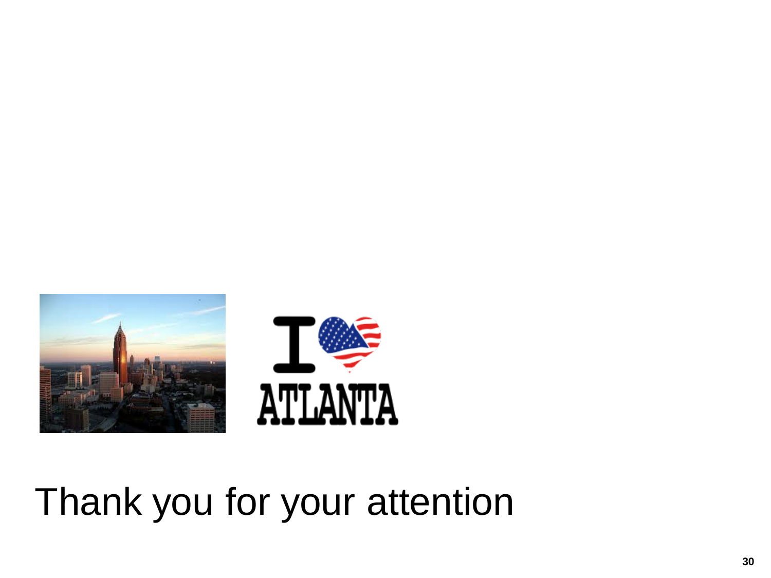Thank you for your attention